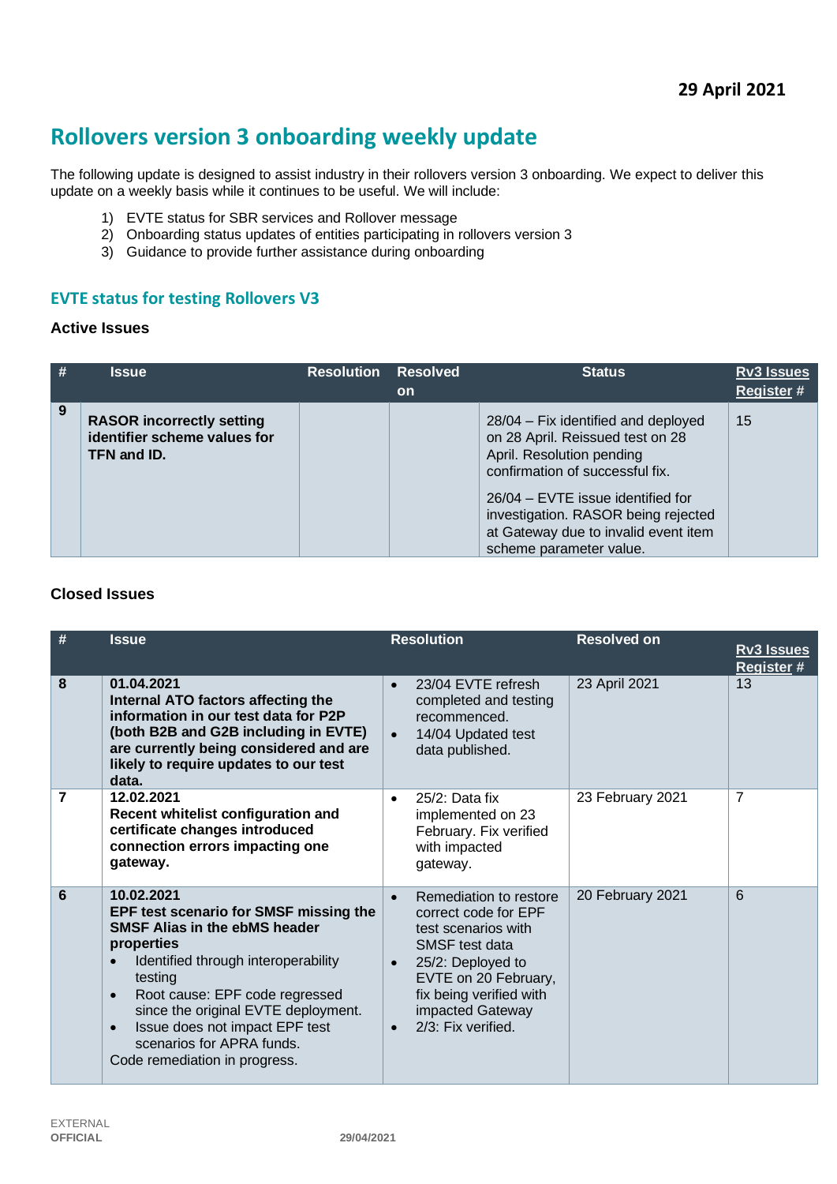**29 April 2021**

# Rollovers version 3 onboarding weekly update

The following update is designed to assist industry in their rollovers version 3 onboarding. We expect to deliver this update on a weekly basis while it continues to be useful. We will include:

1) EVTE status for SBR services and Rollover message
2) Onboarding status updates of entities participating in rollovers version 3
3) Guidance to provide further assistance during onboarding

## EVTE status for testing Rollovers V3

### Active Issues

| # | Issue | Resolution | Resolved on | Status | Rv3 Issues Register # |
|---|---|---|---|---|---|
| 9 | **RASOR incorrectly setting identifier scheme values for TFN and ID.** | | | 28/04 – Fix identified and deployed on 28 April. Reissued test on 28 April. Resolution pending confirmation of successful fix.<br><br>26/04 – EVTE issue identified for investigation. RASOR being rejected at Gateway due to invalid event item scheme parameter value. | 15 |

### Closed Issues

| # | Issue | Resolution | Resolved on | Rv3 Issues Register # |
|---|---|---|---|---|
| 8 | **01.04.2021**<br>**Internal ATO factors affecting the information in our test data for P2P (both B2B and G2B including in EVTE) are currently being considered and are likely to require updates to our test data.** | • 23/04 EVTE refresh completed and testing recommenced.<br>• 14/04 Updated test data published. | 23 April 2021 | 13 |
| 7 | **12.02.2021**<br>**Recent whitelist configuration and certificate changes introduced connection errors impacting one gateway.** | • 25/2: Data fix implemented on 23 February. Fix verified with impacted gateway. | 23 February 2021 | 7 |
| 6 | **10.02.2021**<br>**EPF test scenario for SMSF missing the SMSF Alias in the ebMS header properties**<br>• Identified through interoperability testing<br>• Root cause: EPF code regressed since the original EVTE deployment.<br>• Issue does not impact EPF test scenarios for APRA funds.<br>Code remediation in progress. | • Remediation to restore correct code for EPF test scenarios with SMSF test data<br>• 25/2: Deployed to EVTE on 20 February, fix being verified with impacted Gateway<br>• 2/3: Fix verified. | 20 February 2021 | 6 |

EXTERNAL
**OFFICIAL**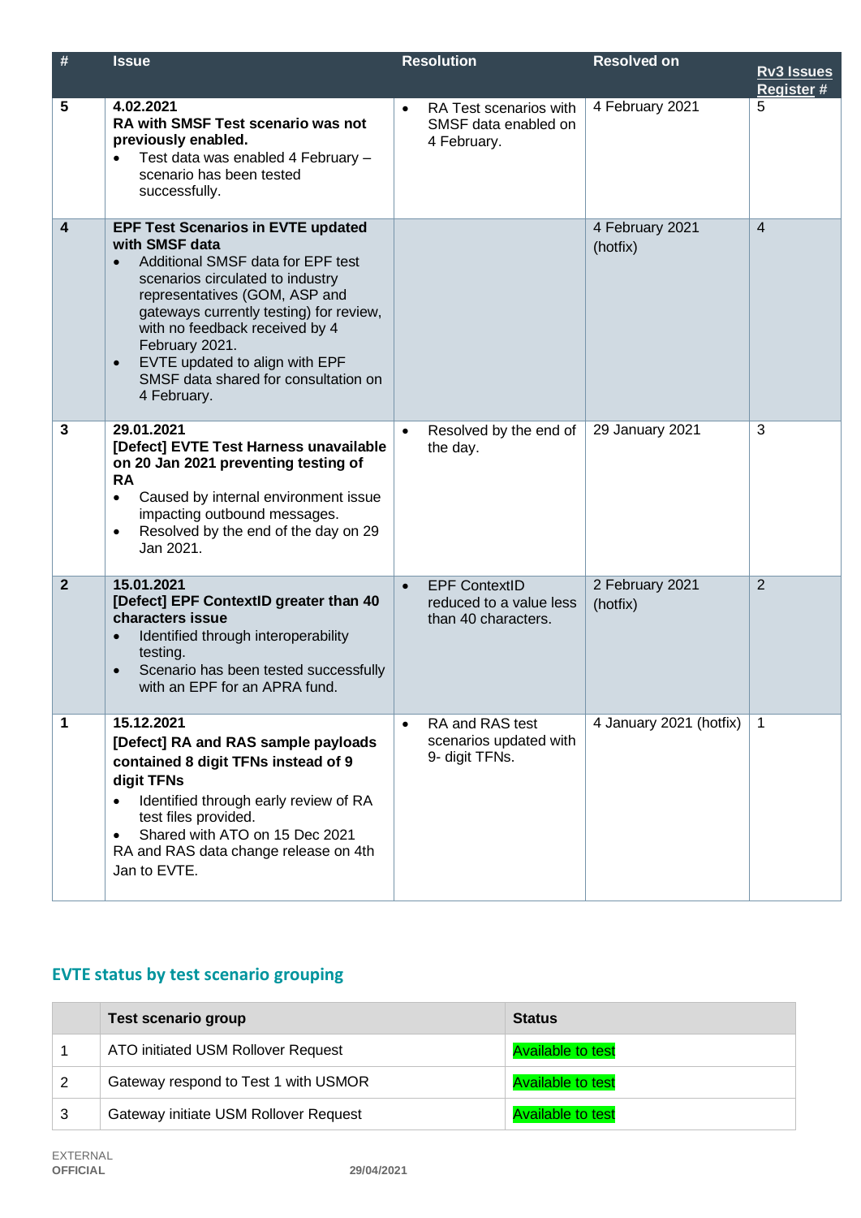| # | Issue | Resolution | Resolved on | Rv3 Issues Register # |
|---|---|---|---|---|
| 5 | **4.02.2021** **RA with SMSF Test scenario was not previously enabled.** <br>• Test data was enabled 4 February – scenario has been tested successfully. | • RA Test scenarios with SMSF data enabled on 4 February. | 4 February 2021 | 5 |
| 4 | **EPF Test Scenarios in EVTE updated with SMSF data** <br>• Additional SMSF data for EPF test scenarios circulated to industry representatives (GOM, ASP and gateways currently testing) for review, with no feedback received by 4 February 2021. <br>• EVTE updated to align with EPF SMSF data shared for consultation on 4 February. | | 4 February 2021 (hotfix) | 4 |
| 3 | **29.01.2021** **[Defect] EVTE Test Harness unavailable on 20 Jan 2021 preventing testing of RA** <br>• Caused by internal environment issue impacting outbound messages. <br>• Resolved by the end of the day on 29 Jan 2021. | • Resolved by the end of the day. | 29 January 2021 | 3 |
| 2 | **15.01.2021** **[Defect] EPF ContextID greater than 40 characters issue** <br>• Identified through interoperability testing. <br>• Scenario has been tested successfully with an EPF for an APRA fund. | • EPF ContextID reduced to a value less than 40 characters. | 2 February 2021 (hotfix) | 2 |
| 1 | **15.12.2021** **[Defect] RA and RAS sample payloads contained 8 digit TFNs instead of 9 digit TFNs** <br>• Identified through early review of RA test files provided. <br>• Shared with ATO on 15 Dec 2021 <br>RA and RAS data change release on 4th Jan to EVTE. | • RA and RAS test scenarios updated with 9- digit TFNs. | 4 January 2021 (hotfix) | 1 |

## EVTE status by test scenario grouping

| | Test scenario group | Status |
|---|---|---|
| 1 | ATO initiated USM Rollover Request | Available to test |
| 2 | Gateway respond to Test 1 with USMOR | Available to test |
| 3 | Gateway initiate USM Rollover Request | Available to test |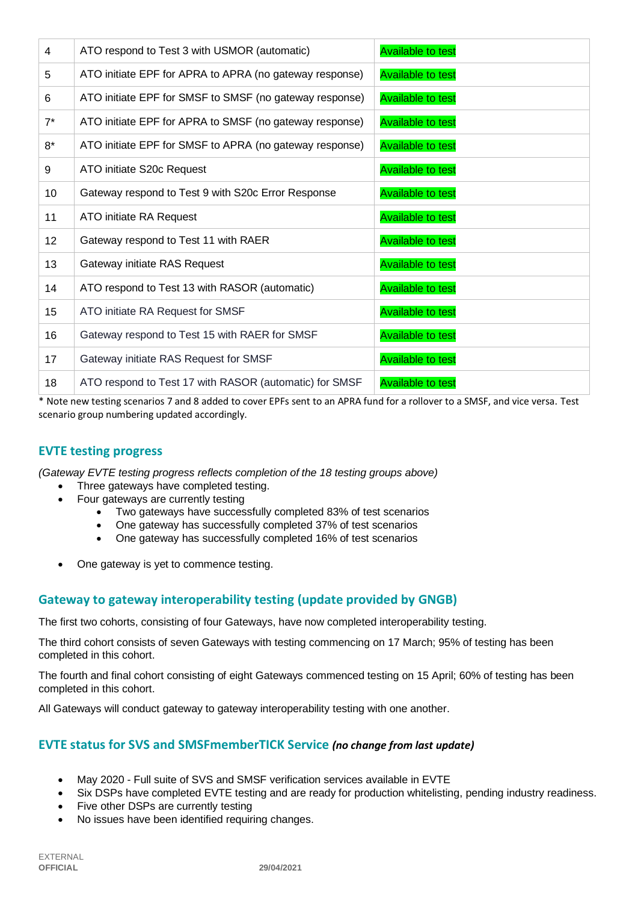| | | |
|---|---|---|
| 4 | ATO respond to Test 3 with USMOR (automatic) | Available to test |
| 5 | ATO initiate EPF for APRA to APRA (no gateway response) | Available to test |
| 6 | ATO initiate EPF for SMSF to SMSF (no gateway response) | Available to test |
| 7* | ATO initiate EPF for APRA to SMSF (no gateway response) | Available to test |
| 8* | ATO initiate EPF for SMSF to APRA (no gateway response) | Available to test |
| 9 | ATO initiate S20c Request | Available to test |
| 10 | Gateway respond to Test 9 with S20c Error Response | Available to test |
| 11 | ATO initiate RA Request | Available to test |
| 12 | Gateway respond to Test 11 with RAER | Available to test |
| 13 | Gateway initiate RAS Request | Available to test |
| 14 | ATO respond to Test 13 with RASOR (automatic) | Available to test |
| 15 | ATO initiate RA Request for SMSF | Available to test |
| 16 | Gateway respond to Test 15 with RAER for SMSF | Available to test |
| 17 | Gateway initiate RAS Request for SMSF | Available to test |
| 18 | ATO respond to Test 17 with RASOR (automatic) for SMSF | Available to test |

* Note new testing scenarios 7 and 8 added to cover EPFs sent to an APRA fund for a rollover to a SMSF, and vice versa. Test scenario group numbering updated accordingly.

## EVTE testing progress

*(Gateway EVTE testing progress reflects completion of the 18 testing groups above)*

- Three gateways have completed testing.
- Four gateways are currently testing
  - Two gateways have successfully completed 83% of test scenarios
  - One gateway has successfully completed 37% of test scenarios
  - One gateway has successfully completed 16% of test scenarios
- One gateway is yet to commence testing.

## Gateway to gateway interoperability testing (update provided by GNGB)

The first two cohorts, consisting of four Gateways, have now completed interoperability testing.

The third cohort consists of seven Gateways with testing commencing on 17 March; 95% of testing has been completed in this cohort.

The fourth and final cohort consisting of eight Gateways commenced testing on 15 April; 60% of testing has been completed in this cohort.

All Gateways will conduct gateway to gateway interoperability testing with one another.

## EVTE status for SVS and SMSFmemberTICK Service *(no change from last update)*

- May 2020 - Full suite of SVS and SMSF verification services available in EVTE
- Six DSPs have completed EVTE testing and are ready for production whitelisting, pending industry readiness.
- Five other DSPs are currently testing
- No issues have been identified requiring changes.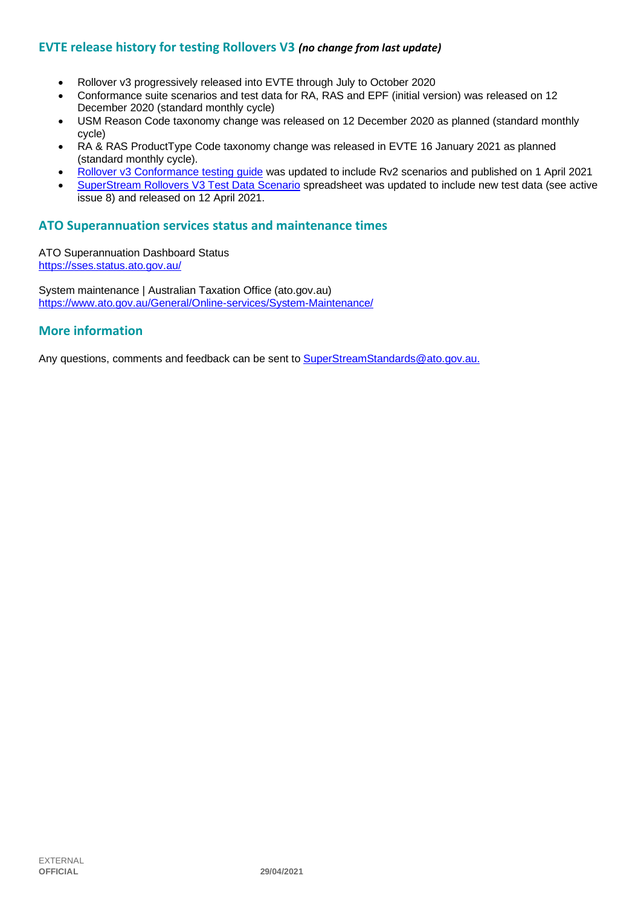## EVTE release history for testing Rollovers V3 *(no change from last update)*

- Rollover v3 progressively released into EVTE through July to October 2020
- Conformance suite scenarios and test data for RA, RAS and EPF (initial version) was released on 12 December 2020 (standard monthly cycle)
- USM Reason Code taxonomy change was released on 12 December 2020 as planned (standard monthly cycle)
- RA & RAS ProductType Code taxonomy change was released in EVTE 16 January 2021 as planned (standard monthly cycle).
- Rollover v3 Conformance testing guide was updated to include Rv2 scenarios and published on 1 April 2021
- SuperStream Rollovers V3 Test Data Scenario spreadsheet was updated to include new test data (see active issue 8) and released on 12 April 2021.

## ATO Superannuation services status and maintenance times

ATO Superannuation Dashboard Status
https://sses.status.ato.gov.au/

System maintenance | Australian Taxation Office (ato.gov.au)
https://www.ato.gov.au/General/Online-services/System-Maintenance/

## More information

Any questions, comments and feedback can be sent to SuperStreamStandards@ato.gov.au.